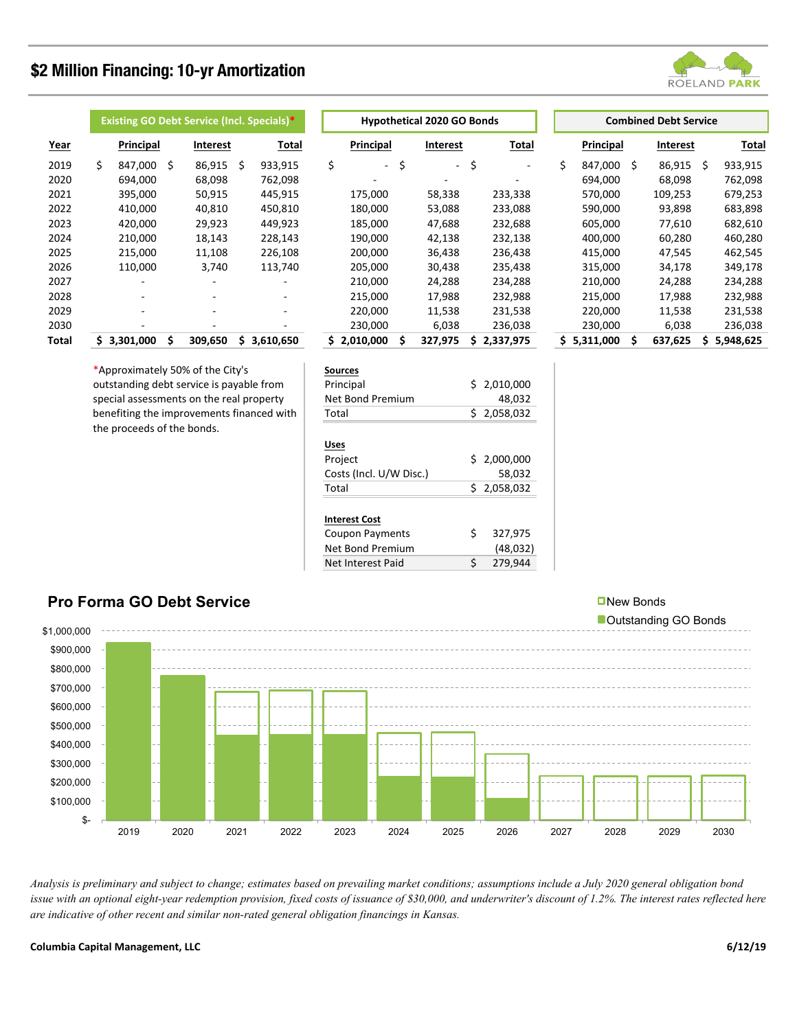# $2 Million Financing: 10-yr Amortization

ROELAND PARK

| | Existing GO Debt Service (Incl. Specials)* | | | Hypothetical 2020 GO Bonds | | | Combined Debt Service | | |
|---|---|---|---|---|---|---|---|---|---|
| **Year** | **Principal** | **Interest** | **Total** | **Principal** | **Interest** | **Total** | **Principal** | **Interest** | **Total** |
| 2019 | $ 847,000 | $ 86,915 | $ 933,915 | $ - | $ - | $ - | $ 847,000 | $ 86,915 | $ 933,915 |
| 2020 | 694,000 | 68,098 | 762,098 | - | - | - | 694,000 | 68,098 | 762,098 |
| 2021 | 395,000 | 50,915 | 445,915 | 175,000 | 58,338 | 233,338 | 570,000 | 109,253 | 679,253 |
| 2022 | 410,000 | 40,810 | 450,810 | 180,000 | 53,088 | 233,088 | 590,000 | 93,898 | 683,898 |
| 2023 | 420,000 | 29,923 | 449,923 | 185,000 | 47,688 | 232,688 | 605,000 | 77,610 | 682,610 |
| 2024 | 210,000 | 18,143 | 228,143 | 190,000 | 42,138 | 232,138 | 400,000 | 60,280 | 460,280 |
| 2025 | 215,000 | 11,108 | 226,108 | 200,000 | 36,438 | 236,438 | 415,000 | 47,545 | 462,545 |
| 2026 | 110,000 | 3,740 | 113,740 | 205,000 | 30,438 | 235,438 | 315,000 | 34,178 | 349,178 |
| 2027 | - | - | - | 210,000 | 24,288 | 234,288 | 210,000 | 24,288 | 234,288 |
| 2028 | - | - | - | 215,000 | 17,988 | 232,988 | 215,000 | 17,988 | 232,988 |
| 2029 | - | - | - | 220,000 | 11,538 | 231,538 | 220,000 | 11,538 | 231,538 |
| 2030 | - | - | - | 230,000 | 6,038 | 236,038 | 230,000 | 6,038 | 236,038 |
| **Total** | **$ 3,301,000** | **$ 309,650** | **$ 3,610,650** | **$ 2,010,000** | **$ 327,975** | **$ 2,337,975** | **$ 5,311,000** | **$ 637,625** | **$ 5,948,625** |

*Approximately 50% of the City's outstanding debt service is payable from special assessments on the real property benefiting the improvements financed with the proceeds of the bonds.

| **Sources** | |
|---|---|
| Principal | $ 2,010,000 |
| Net Bond Premium | 48,032 |
| Total | $ 2,058,032 |

| **Uses** | |
|---|---|
| Project | $ 2,000,000 |
| Costs (Incl. U/W Disc.) | 58,032 |
| Total | $ 2,058,032 |

| **Interest Cost** | |
|---|---|
| Coupon Payments | $ 327,975 |
| Net Bond Premium | (48,032) |
| Net Interest Paid | $ 279,944 |

## Pro Forma GO Debt Service

Legend: New Bonds; Outstanding GO Bonds

*Analysis is preliminary and subject to change; estimates based on prevailing market conditions; assumptions include a July 2020 general obligation bond issue with an optional eight-year redemption provision, fixed costs of issuance of $30,000, and underwriter's discount of 1.2%. The interest rates reflected here are indicative of other recent and similar non-rated general obligation financings in Kansas.*

**Columbia Capital Management, LLC** **6/12/19**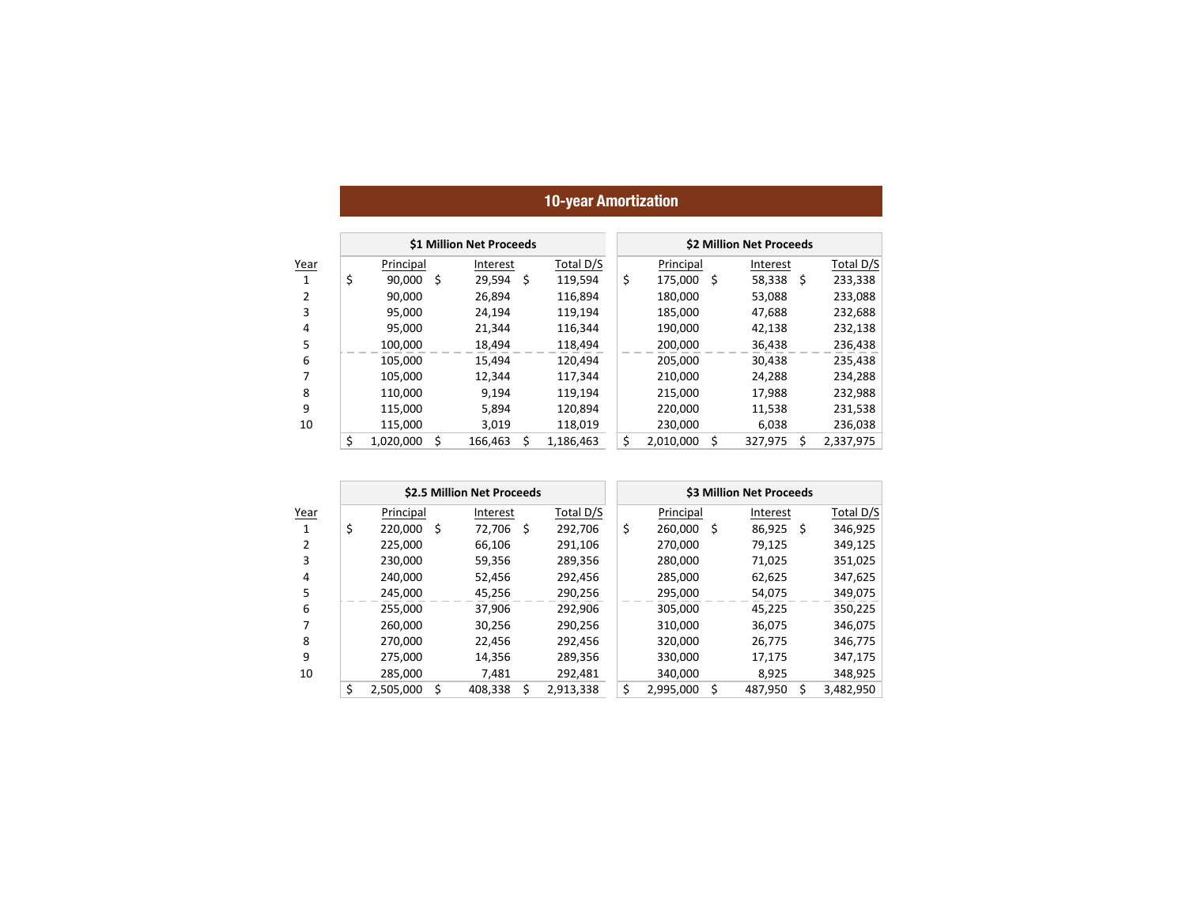## 10-year Amortization

| Year | $1 Million Net Proceeds | | | $2 Million Net Proceeds | | |
|---|---|---|---|---|---|---|
| | Principal | Interest | Total D/S | Principal | Interest | Total D/S |
| 1 | $ 90,000 | $ 29,594 | $ 119,594 | $ 175,000 | $ 58,338 | $ 233,338 |
| 2 | 90,000 | 26,894 | 116,894 | 180,000 | 53,088 | 233,088 |
| 3 | 95,000 | 24,194 | 119,194 | 185,000 | 47,688 | 232,688 |
| 4 | 95,000 | 21,344 | 116,344 | 190,000 | 42,138 | 232,138 |
| 5 | 100,000 | 18,494 | 118,494 | 200,000 | 36,438 | 236,438 |
| 6 | 105,000 | 15,494 | 120,494 | 205,000 | 30,438 | 235,438 |
| 7 | 105,000 | 12,344 | 117,344 | 210,000 | 24,288 | 234,288 |
| 8 | 110,000 | 9,194 | 119,194 | 215,000 | 17,988 | 232,988 |
| 9 | 115,000 | 5,894 | 120,894 | 220,000 | 11,538 | 231,538 |
| 10 | 115,000 | 3,019 | 118,019 | 230,000 | 6,038 | 236,038 |
| | $ 1,020,000 | $ 166,463 | $ 1,186,463 | $ 2,010,000 | $ 327,975 | $ 2,337,975 |

| Year | $2.5 Million Net Proceeds | | | $3 Million Net Proceeds | | |
|---|---|---|---|---|---|---|
| | Principal | Interest | Total D/S | Principal | Interest | Total D/S |
| 1 | $ 220,000 | $ 72,706 | $ 292,706 | $ 260,000 | $ 86,925 | $ 346,925 |
| 2 | 225,000 | 66,106 | 291,106 | 270,000 | 79,125 | 349,125 |
| 3 | 230,000 | 59,356 | 289,356 | 280,000 | 71,025 | 351,025 |
| 4 | 240,000 | 52,456 | 292,456 | 285,000 | 62,625 | 347,625 |
| 5 | 245,000 | 45,256 | 290,256 | 295,000 | 54,075 | 349,075 |
| 6 | 255,000 | 37,906 | 292,906 | 305,000 | 45,225 | 350,225 |
| 7 | 260,000 | 30,256 | 290,256 | 310,000 | 36,075 | 346,075 |
| 8 | 270,000 | 22,456 | 292,456 | 320,000 | 26,775 | 346,775 |
| 9 | 275,000 | 14,356 | 289,356 | 330,000 | 17,175 | 347,175 |
| 10 | 285,000 | 7,481 | 292,481 | 340,000 | 8,925 | 348,925 |
| | $ 2,505,000 | $ 408,338 | $ 2,913,338 | $ 2,995,000 | $ 487,950 | $ 3,482,950 |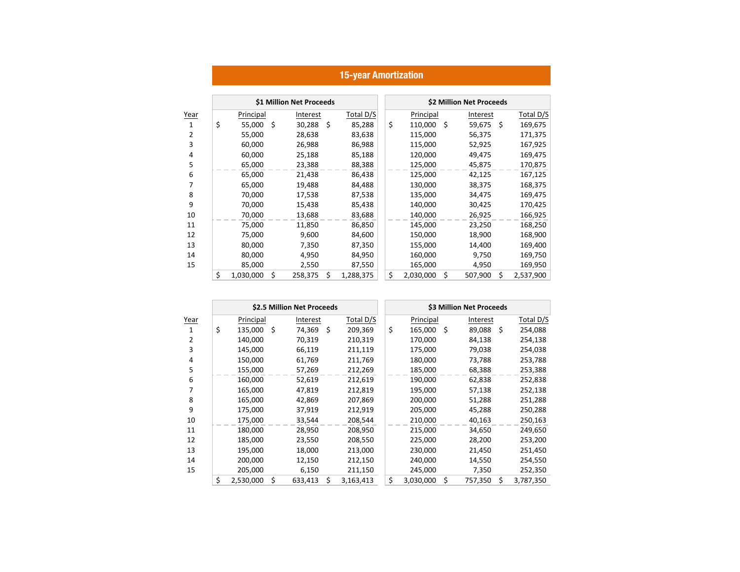# 15-year Amortization

| Year | $1 Million Net Proceeds | | | $2 Million Net Proceeds | | |
|---|---|---|---|---|---|---|
| | Principal | Interest | Total D/S | Principal | Interest | Total D/S |
| 1 | $ 55,000 | $ 30,288 | $ 85,288 | $ 110,000 | $ 59,675 | $ 169,675 |
| 2 | 55,000 | 28,638 | 83,638 | 115,000 | 56,375 | 171,375 |
| 3 | 60,000 | 26,988 | 86,988 | 115,000 | 52,925 | 167,925 |
| 4 | 60,000 | 25,188 | 85,188 | 120,000 | 49,475 | 169,475 |
| 5 | 65,000 | 23,388 | 88,388 | 125,000 | 45,875 | 170,875 |
| 6 | 65,000 | 21,438 | 86,438 | 125,000 | 42,125 | 167,125 |
| 7 | 65,000 | 19,488 | 84,488 | 130,000 | 38,375 | 168,375 |
| 8 | 70,000 | 17,538 | 87,538 | 135,000 | 34,475 | 169,475 |
| 9 | 70,000 | 15,438 | 85,438 | 140,000 | 30,425 | 170,425 |
| 10 | 70,000 | 13,688 | 83,688 | 140,000 | 26,925 | 166,925 |
| 11 | 75,000 | 11,850 | 86,850 | 145,000 | 23,250 | 168,250 |
| 12 | 75,000 | 9,600 | 84,600 | 150,000 | 18,900 | 168,900 |
| 13 | 80,000 | 7,350 | 87,350 | 155,000 | 14,400 | 169,400 |
| 14 | 80,000 | 4,950 | 84,950 | 160,000 | 9,750 | 169,750 |
| 15 | 85,000 | 2,550 | 87,550 | 165,000 | 4,950 | 169,950 |
| | $ 1,030,000 | $ 258,375 | $ 1,288,375 | $ 2,030,000 | $ 507,900 | $ 2,537,900 |

| Year | $2.5 Million Net Proceeds | | | $3 Million Net Proceeds | | |
|---|---|---|---|---|---|---|
| | Principal | Interest | Total D/S | Principal | Interest | Total D/S |
| 1 | $ 135,000 | $ 74,369 | $ 209,369 | $ 165,000 | $ 89,088 | $ 254,088 |
| 2 | 140,000 | 70,319 | 210,319 | 170,000 | 84,138 | 254,138 |
| 3 | 145,000 | 66,119 | 211,119 | 175,000 | 79,038 | 254,038 |
| 4 | 150,000 | 61,769 | 211,769 | 180,000 | 73,788 | 253,788 |
| 5 | 155,000 | 57,269 | 212,269 | 185,000 | 68,388 | 253,388 |
| 6 | 160,000 | 52,619 | 212,619 | 190,000 | 62,838 | 252,838 |
| 7 | 165,000 | 47,819 | 212,819 | 195,000 | 57,138 | 252,138 |
| 8 | 165,000 | 42,869 | 207,869 | 200,000 | 51,288 | 251,288 |
| 9 | 175,000 | 37,919 | 212,919 | 205,000 | 45,288 | 250,288 |
| 10 | 175,000 | 33,544 | 208,544 | 210,000 | 40,163 | 250,163 |
| 11 | 180,000 | 28,950 | 208,950 | 215,000 | 34,650 | 249,650 |
| 12 | 185,000 | 23,550 | 208,550 | 225,000 | 28,200 | 253,200 |
| 13 | 195,000 | 18,000 | 213,000 | 230,000 | 21,450 | 251,450 |
| 14 | 200,000 | 12,150 | 212,150 | 240,000 | 14,550 | 254,550 |
| 15 | 205,000 | 6,150 | 211,150 | 245,000 | 7,350 | 252,350 |
| | $ 2,530,000 | $ 633,413 | $ 3,163,413 | $ 3,030,000 | $ 757,350 | $ 3,787,350 |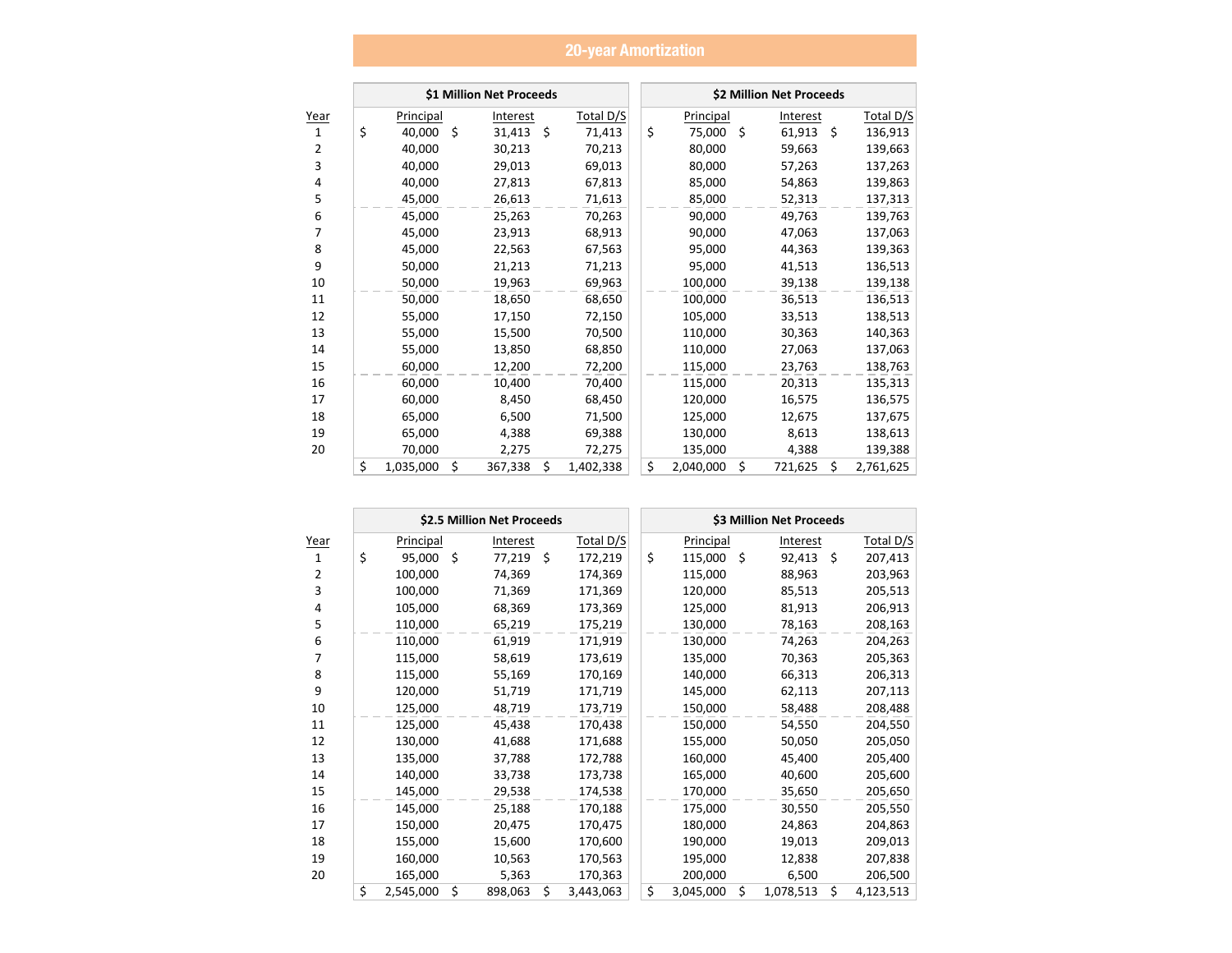## 20-year Amortization

| Year | $1 Million Net Proceeds | | | $2 Million Net Proceeds | | |
|---|---|---|---|---|---|---|
| | Principal | Interest | Total D/S | Principal | Interest | Total D/S |
| 1 | $ 40,000 | $ 31,413 | $ 71,413 | $ 75,000 | $ 61,913 | $ 136,913 |
| 2 | 40,000 | 30,213 | 70,213 | 80,000 | 59,663 | 139,663 |
| 3 | 40,000 | 29,013 | 69,013 | 80,000 | 57,263 | 137,263 |
| 4 | 40,000 | 27,813 | 67,813 | 85,000 | 54,863 | 139,863 |
| 5 | 45,000 | 26,613 | 71,613 | 85,000 | 52,313 | 137,313 |
| 6 | 45,000 | 25,263 | 70,263 | 90,000 | 49,763 | 139,763 |
| 7 | 45,000 | 23,913 | 68,913 | 90,000 | 47,063 | 137,063 |
| 8 | 45,000 | 22,563 | 67,563 | 95,000 | 44,363 | 139,363 |
| 9 | 50,000 | 21,213 | 71,213 | 95,000 | 41,513 | 136,513 |
| 10 | 50,000 | 19,963 | 69,963 | 100,000 | 39,138 | 139,138 |
| 11 | 50,000 | 18,650 | 68,650 | 100,000 | 36,513 | 136,513 |
| 12 | 55,000 | 17,150 | 72,150 | 105,000 | 33,513 | 138,513 |
| 13 | 55,000 | 15,500 | 70,500 | 110,000 | 30,363 | 140,363 |
| 14 | 55,000 | 13,850 | 68,850 | 110,000 | 27,063 | 137,063 |
| 15 | 60,000 | 12,200 | 72,200 | 115,000 | 23,763 | 138,763 |
| 16 | 60,000 | 10,400 | 70,400 | 115,000 | 20,313 | 135,313 |
| 17 | 60,000 | 8,450 | 68,450 | 120,000 | 16,575 | 136,575 |
| 18 | 65,000 | 6,500 | 71,500 | 125,000 | 12,675 | 137,675 |
| 19 | 65,000 | 4,388 | 69,388 | 130,000 | 8,613 | 138,613 |
| 20 | 70,000 | 2,275 | 72,275 | 135,000 | 4,388 | 139,388 |
| | $ 1,035,000 | $ 367,338 | $ 1,402,338 | $ 2,040,000 | $ 721,625 | $ 2,761,625 |

| Year | $2.5 Million Net Proceeds | | | $3 Million Net Proceeds | | |
|---|---|---|---|---|---|---|
| | Principal | Interest | Total D/S | Principal | Interest | Total D/S |
| 1 | $ 95,000 | $ 77,219 | $ 172,219 | $ 115,000 | $ 92,413 | $ 207,413 |
| 2 | 100,000 | 74,369 | 174,369 | 115,000 | 88,963 | 203,963 |
| 3 | 100,000 | 71,369 | 171,369 | 120,000 | 85,513 | 205,513 |
| 4 | 105,000 | 68,369 | 173,369 | 125,000 | 81,913 | 206,913 |
| 5 | 110,000 | 65,219 | 175,219 | 130,000 | 78,163 | 208,163 |
| 6 | 110,000 | 61,919 | 171,919 | 130,000 | 74,263 | 204,263 |
| 7 | 115,000 | 58,619 | 173,619 | 135,000 | 70,363 | 205,363 |
| 8 | 115,000 | 55,169 | 170,169 | 140,000 | 66,313 | 206,313 |
| 9 | 120,000 | 51,719 | 171,719 | 145,000 | 62,113 | 207,113 |
| 10 | 125,000 | 48,719 | 173,719 | 150,000 | 58,488 | 208,488 |
| 11 | 125,000 | 45,438 | 170,438 | 150,000 | 54,550 | 204,550 |
| 12 | 130,000 | 41,688 | 171,688 | 155,000 | 50,050 | 205,050 |
| 13 | 135,000 | 37,788 | 172,788 | 160,000 | 45,400 | 205,400 |
| 14 | 140,000 | 33,738 | 173,738 | 165,000 | 40,600 | 205,600 |
| 15 | 145,000 | 29,538 | 174,538 | 170,000 | 35,650 | 205,650 |
| 16 | 145,000 | 25,188 | 170,188 | 175,000 | 30,550 | 205,550 |
| 17 | 150,000 | 20,475 | 170,475 | 180,000 | 24,863 | 204,863 |
| 18 | 155,000 | 15,600 | 170,600 | 190,000 | 19,013 | 209,013 |
| 19 | 160,000 | 10,563 | 170,563 | 195,000 | 12,838 | 207,838 |
| 20 | 165,000 | 5,363 | 170,363 | 200,000 | 6,500 | 206,500 |
| | $ 2,545,000 | $ 898,063 | $ 3,443,063 | $ 3,045,000 | $ 1,078,513 | $ 4,123,513 |